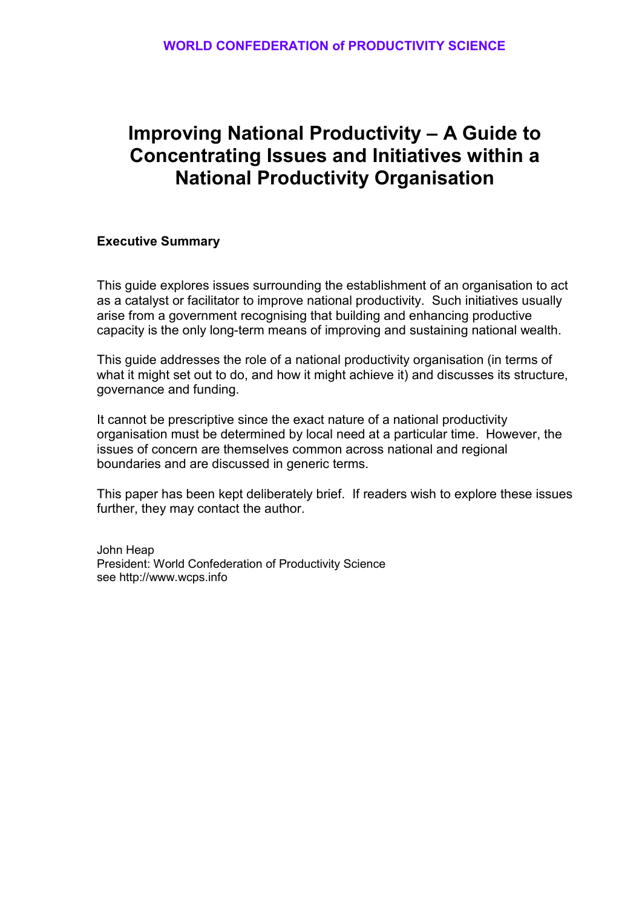WORLD CONFEDERATION of PRODUCTIVITY SCIENCE

# Improving National Productivity – A Guide to Concentrating Issues and Initiatives within a National Productivity Organisation

**Executive Summary**

This guide explores issues surrounding the establishment of an organisation to act as a catalyst or facilitator to improve national productivity. Such initiatives usually arise from a government recognising that building and enhancing productive capacity is the only long-term means of improving and sustaining national wealth.

This guide addresses the role of a national productivity organisation (in terms of what it might set out to do, and how it might achieve it) and discusses its structure, governance and funding.

It cannot be prescriptive since the exact nature of a national productivity organisation must be determined by local need at a particular time. However, the issues of concern are themselves common across national and regional boundaries and are discussed in generic terms.

This paper has been kept deliberately brief. If readers wish to explore these issues further, they may contact the author.

John Heap
President: World Confederation of Productivity Science
see http://www.wcps.info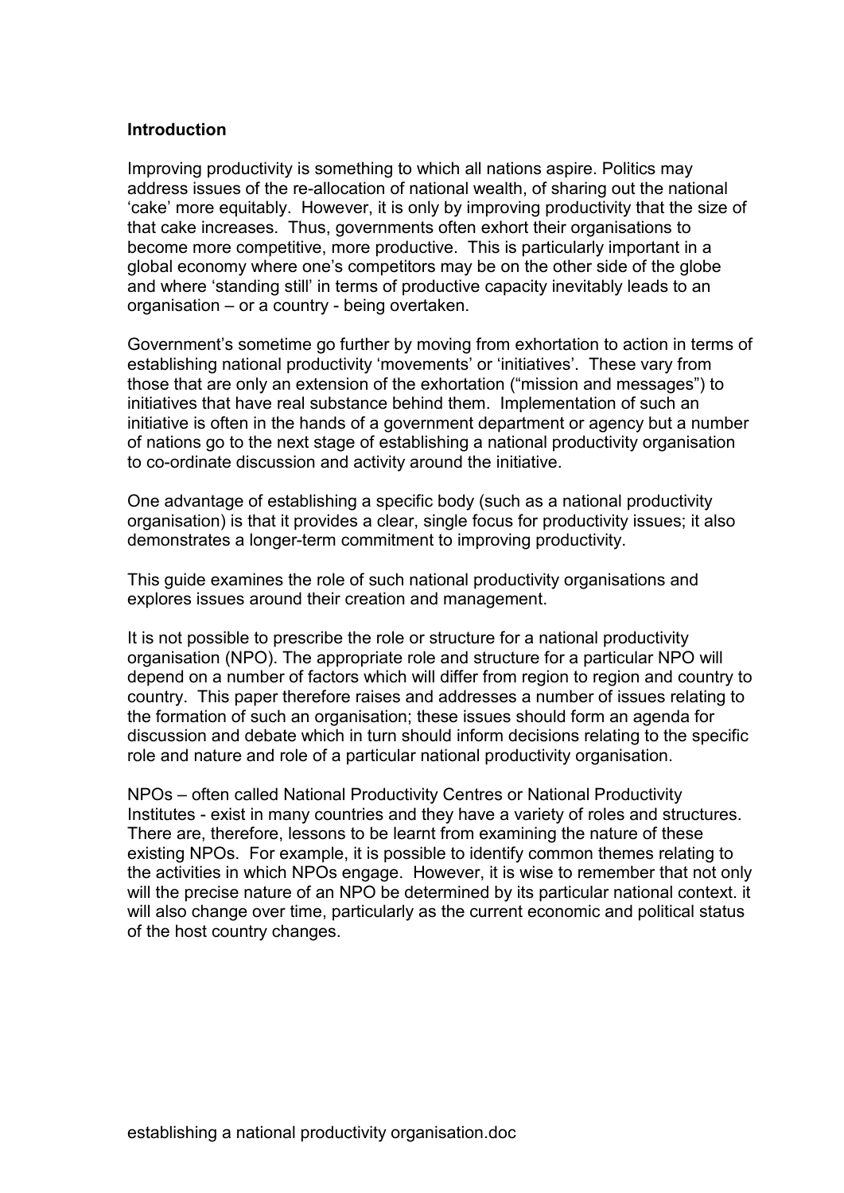**Introduction**

Improving productivity is something to which all nations aspire. Politics may address issues of the re-allocation of national wealth, of sharing out the national 'cake' more equitably. However, it is only by improving productivity that the size of that cake increases. Thus, governments often exhort their organisations to become more competitive, more productive. This is particularly important in a global economy where one's competitors may be on the other side of the globe and where 'standing still' in terms of productive capacity inevitably leads to an organisation – or a country - being overtaken.

Government's sometime go further by moving from exhortation to action in terms of establishing national productivity 'movements' or 'initiatives'. These vary from those that are only an extension of the exhortation ("mission and messages") to initiatives that have real substance behind them. Implementation of such an initiative is often in the hands of a government department or agency but a number of nations go to the next stage of establishing a national productivity organisation to co-ordinate discussion and activity around the initiative.

One advantage of establishing a specific body (such as a national productivity organisation) is that it provides a clear, single focus for productivity issues; it also demonstrates a longer-term commitment to improving productivity.

This guide examines the role of such national productivity organisations and explores issues around their creation and management.

It is not possible to prescribe the role or structure for a national productivity organisation (NPO). The appropriate role and structure for a particular NPO will depend on a number of factors which will differ from region to region and country to country. This paper therefore raises and addresses a number of issues relating to the formation of such an organisation; these issues should form an agenda for discussion and debate which in turn should inform decisions relating to the specific role and nature and role of a particular national productivity organisation.

NPOs – often called National Productivity Centres or National Productivity Institutes - exist in many countries and they have a variety of roles and structures. There are, therefore, lessons to be learnt from examining the nature of these existing NPOs. For example, it is possible to identify common themes relating to the activities in which NPOs engage. However, it is wise to remember that not only will the precise nature of an NPO be determined by its particular national context. it will also change over time, particularly as the current economic and political status of the host country changes.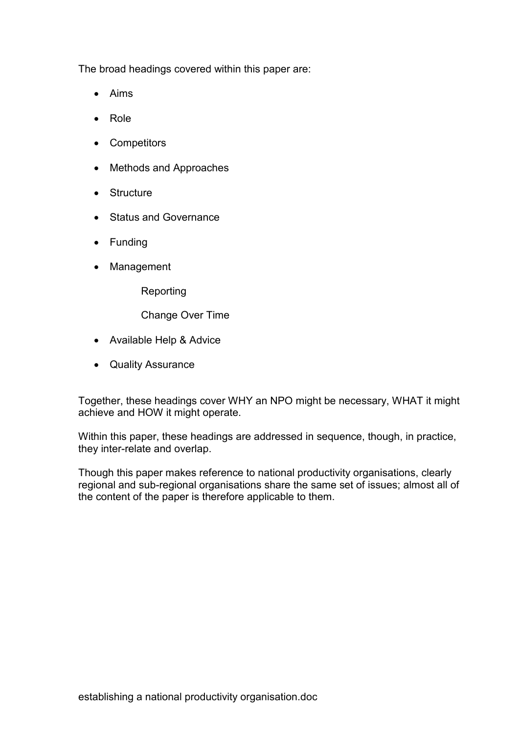The broad headings covered within this paper are:

- Aims
- Role
- Competitors
- Methods and Approaches
- Structure
- Status and Governance
- Funding
- Management
    - Reporting
    - Change Over Time
- Available Help & Advice
- Quality Assurance

Together, these headings cover WHY an NPO might be necessary, WHAT it might achieve and HOW it might operate.

Within this paper, these headings are addressed in sequence, though, in practice, they inter-relate and overlap.

Though this paper makes reference to national productivity organisations, clearly regional and sub-regional organisations share the same set of issues; almost all of the content of the paper is therefore applicable to them.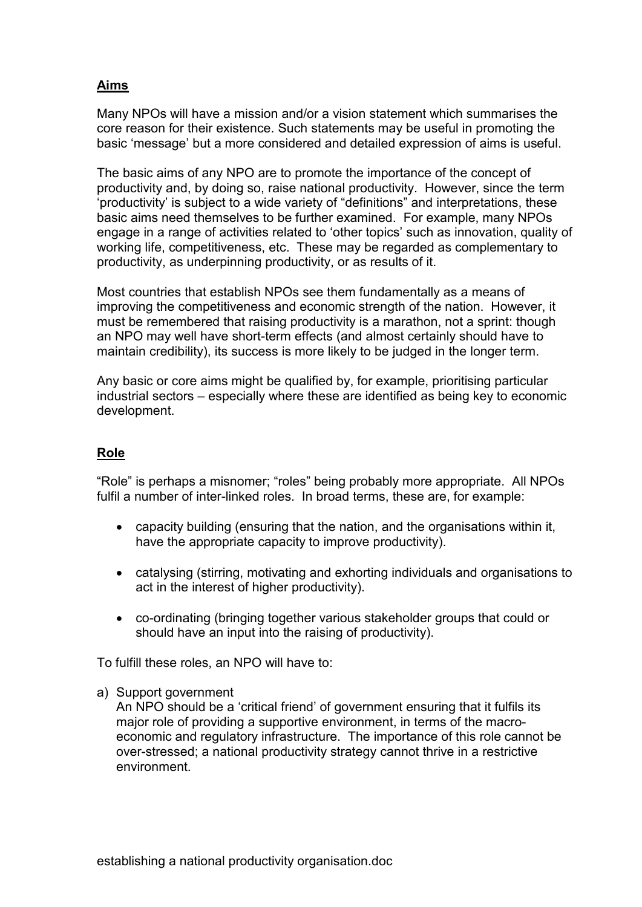## Aims

Many NPOs will have a mission and/or a vision statement which summarises the core reason for their existence. Such statements may be useful in promoting the basic 'message' but a more considered and detailed expression of aims is useful.

The basic aims of any NPO are to promote the importance of the concept of productivity and, by doing so, raise national productivity. However, since the term 'productivity' is subject to a wide variety of "definitions" and interpretations, these basic aims need themselves to be further examined. For example, many NPOs engage in a range of activities related to 'other topics' such as innovation, quality of working life, competitiveness, etc. These may be regarded as complementary to productivity, as underpinning productivity, or as results of it.

Most countries that establish NPOs see them fundamentally as a means of improving the competitiveness and economic strength of the nation. However, it must be remembered that raising productivity is a marathon, not a sprint: though an NPO may well have short-term effects (and almost certainly should have to maintain credibility), its success is more likely to be judged in the longer term.

Any basic or core aims might be qualified by, for example, prioritising particular industrial sectors – especially where these are identified as being key to economic development.

## Role

"Role" is perhaps a misnomer; "roles" being probably more appropriate. All NPOs fulfil a number of inter-linked roles. In broad terms, these are, for example:

- capacity building (ensuring that the nation, and the organisations within it, have the appropriate capacity to improve productivity).
- catalysing (stirring, motivating and exhorting individuals and organisations to act in the interest of higher productivity).
- co-ordinating (bringing together various stakeholder groups that could or should have an input into the raising of productivity).

To fulfill these roles, an NPO will have to:

a) Support government
   An NPO should be a 'critical friend' of government ensuring that it fulfils its major role of providing a supportive environment, in terms of the macro-economic and regulatory infrastructure. The importance of this role cannot be over-stressed; a national productivity strategy cannot thrive in a restrictive environment.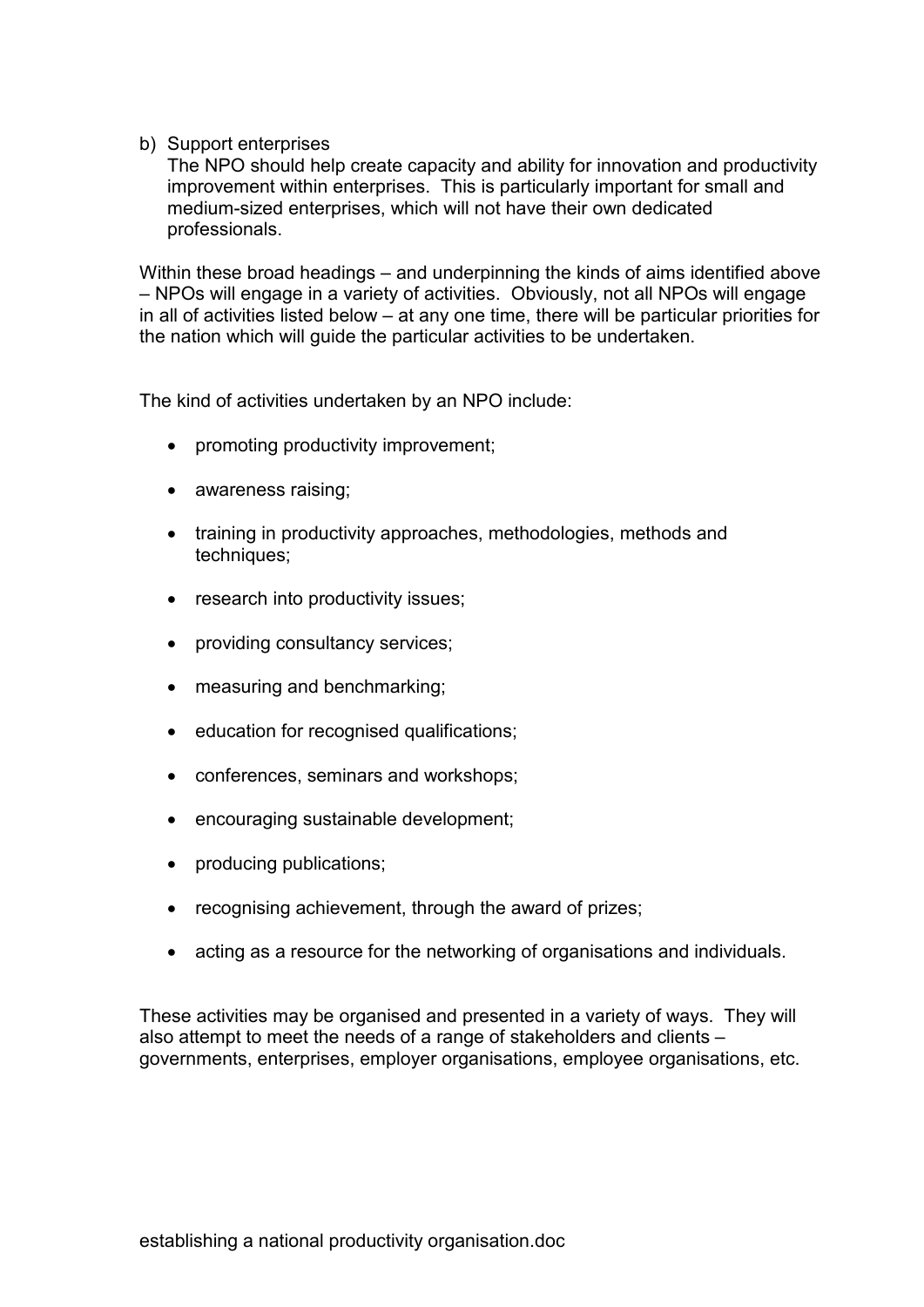b) Support enterprises

   The NPO should help create capacity and ability for innovation and productivity improvement within enterprises. This is particularly important for small and medium-sized enterprises, which will not have their own dedicated professionals.

Within these broad headings – and underpinning the kinds of aims identified above – NPOs will engage in a variety of activities. Obviously, not all NPOs will engage in all of activities listed below – at any one time, there will be particular priorities for the nation which will guide the particular activities to be undertaken.

The kind of activities undertaken by an NPO include:

- promoting productivity improvement;
- awareness raising;
- training in productivity approaches, methodologies, methods and techniques;
- research into productivity issues;
- providing consultancy services;
- measuring and benchmarking;
- education for recognised qualifications;
- conferences, seminars and workshops;
- encouraging sustainable development;
- producing publications;
- recognising achievement, through the award of prizes;
- acting as a resource for the networking of organisations and individuals.

These activities may be organised and presented in a variety of ways. They will also attempt to meet the needs of a range of stakeholders and clients – governments, enterprises, employer organisations, employee organisations, etc.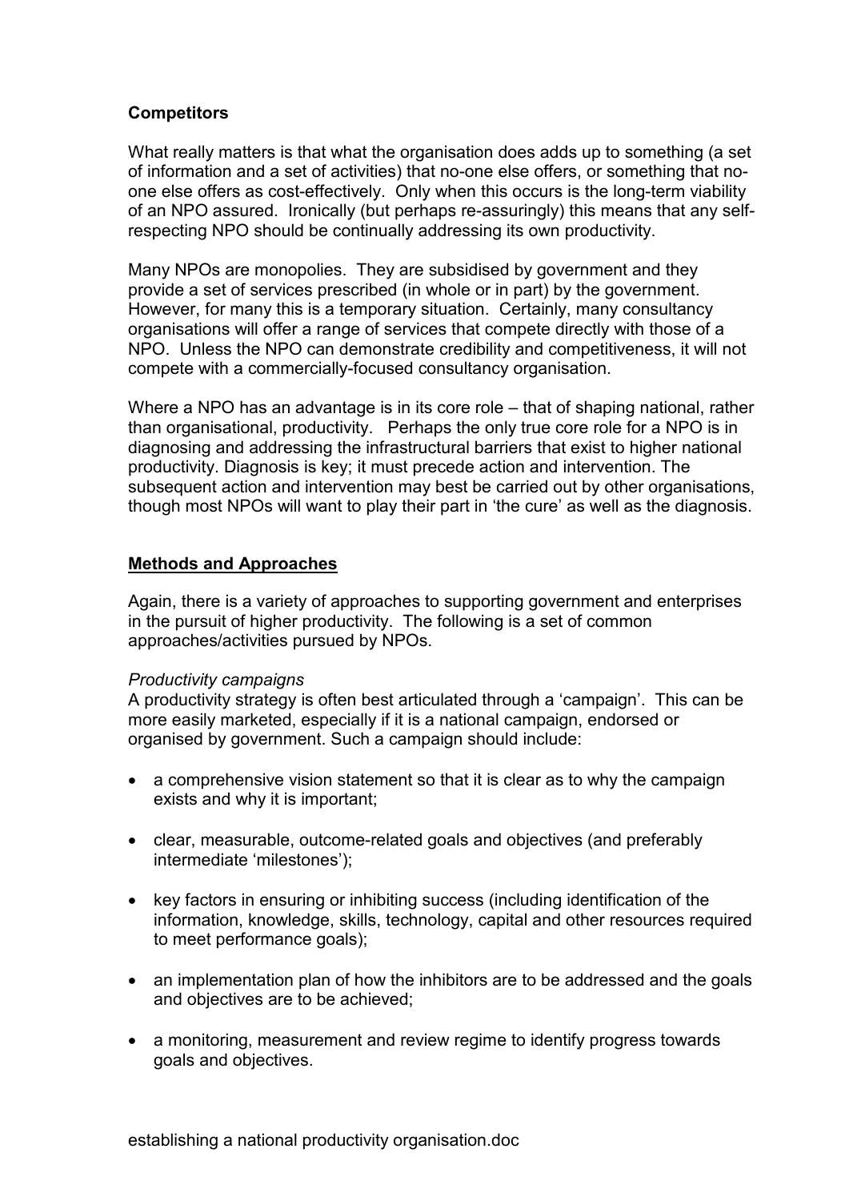**Competitors**

What really matters is that what the organisation does adds up to something (a set of information and a set of activities) that no-one else offers, or something that no-one else offers as cost-effectively. Only when this occurs is the long-term viability of an NPO assured. Ironically (but perhaps re-assuringly) this means that any self-respecting NPO should be continually addressing its own productivity.

Many NPOs are monopolies. They are subsidised by government and they provide a set of services prescribed (in whole or in part) by the government. However, for many this is a temporary situation. Certainly, many consultancy organisations will offer a range of services that compete directly with those of a NPO. Unless the NPO can demonstrate credibility and competitiveness, it will not compete with a commercially-focused consultancy organisation.

Where a NPO has an advantage is in its core role – that of shaping national, rather than organisational, productivity. Perhaps the only true core role for a NPO is in diagnosing and addressing the infrastructural barriers that exist to higher national productivity. Diagnosis is key; it must precede action and intervention. The subsequent action and intervention may best be carried out by other organisations, though most NPOs will want to play their part in 'the cure' as well as the diagnosis.

## Methods and Approaches

Again, there is a variety of approaches to supporting government and enterprises in the pursuit of higher productivity. The following is a set of common approaches/activities pursued by NPOs.

*Productivity campaigns*

A productivity strategy is often best articulated through a 'campaign'. This can be more easily marketed, especially if it is a national campaign, endorsed or organised by government. Such a campaign should include:

- a comprehensive vision statement so that it is clear as to why the campaign exists and why it is important;
- clear, measurable, outcome-related goals and objectives (and preferably intermediate 'milestones');
- key factors in ensuring or inhibiting success (including identification of the information, knowledge, skills, technology, capital and other resources required to meet performance goals);
- an implementation plan of how the inhibitors are to be addressed and the goals and objectives are to be achieved;
- a monitoring, measurement and review regime to identify progress towards goals and objectives.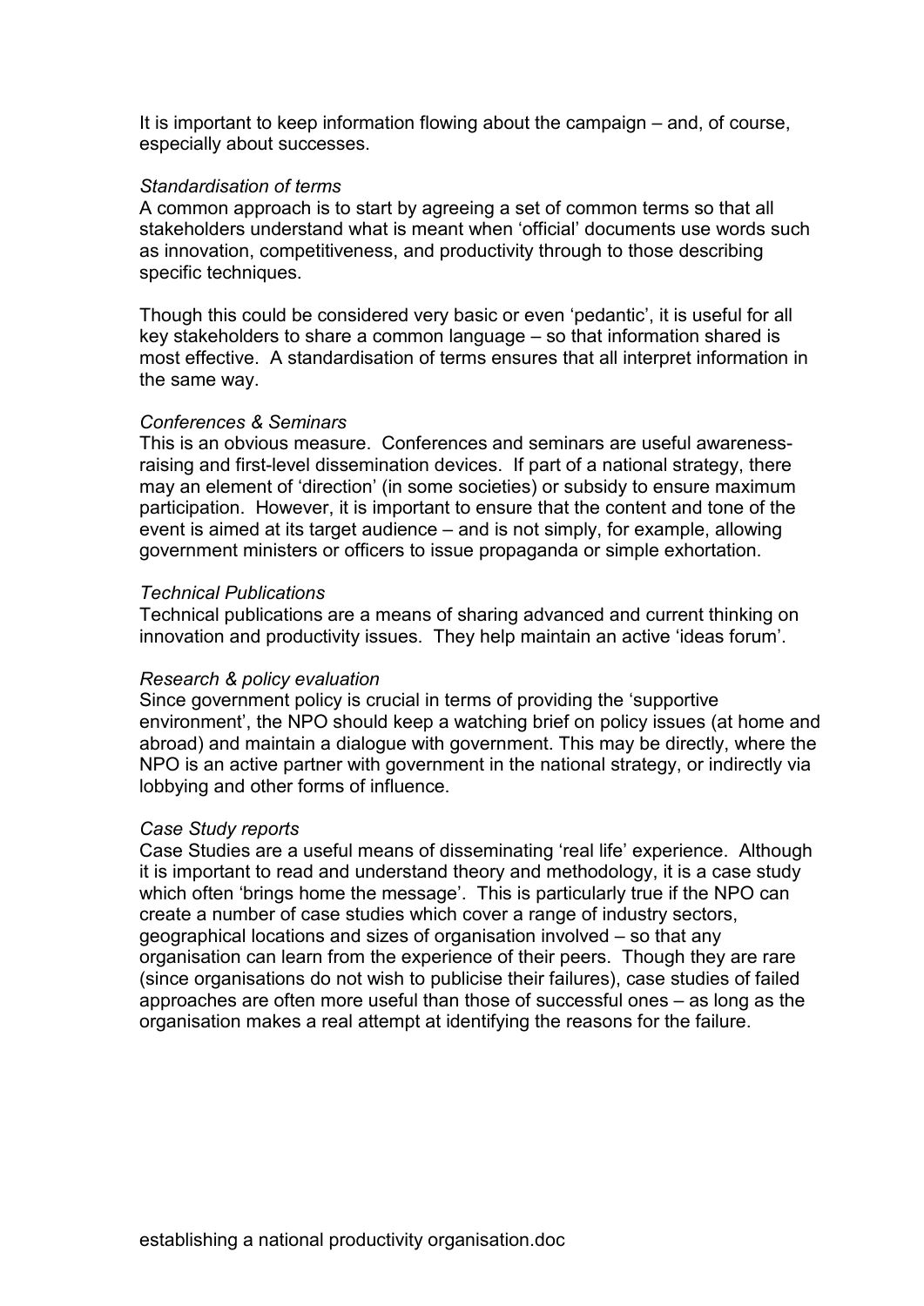It is important to keep information flowing about the campaign – and, of course, especially about successes.

*Standardisation of terms*

A common approach is to start by agreeing a set of common terms so that all stakeholders understand what is meant when 'official' documents use words such as innovation, competitiveness, and productivity through to those describing specific techniques.

Though this could be considered very basic or even 'pedantic', it is useful for all key stakeholders to share a common language – so that information shared is most effective. A standardisation of terms ensures that all interpret information in the same way.

*Conferences & Seminars*

This is an obvious measure. Conferences and seminars are useful awareness-raising and first-level dissemination devices. If part of a national strategy, there may an element of 'direction' (in some societies) or subsidy to ensure maximum participation. However, it is important to ensure that the content and tone of the event is aimed at its target audience – and is not simply, for example, allowing government ministers or officers to issue propaganda or simple exhortation.

*Technical Publications*

Technical publications are a means of sharing advanced and current thinking on innovation and productivity issues. They help maintain an active 'ideas forum'.

*Research & policy evaluation*

Since government policy is crucial in terms of providing the 'supportive environment', the NPO should keep a watching brief on policy issues (at home and abroad) and maintain a dialogue with government. This may be directly, where the NPO is an active partner with government in the national strategy, or indirectly via lobbying and other forms of influence.

*Case Study reports*

Case Studies are a useful means of disseminating 'real life' experience. Although it is important to read and understand theory and methodology, it is a case study which often 'brings home the message'. This is particularly true if the NPO can create a number of case studies which cover a range of industry sectors, geographical locations and sizes of organisation involved – so that any organisation can learn from the experience of their peers. Though they are rare (since organisations do not wish to publicise their failures), case studies of failed approaches are often more useful than those of successful ones – as long as the organisation makes a real attempt at identifying the reasons for the failure.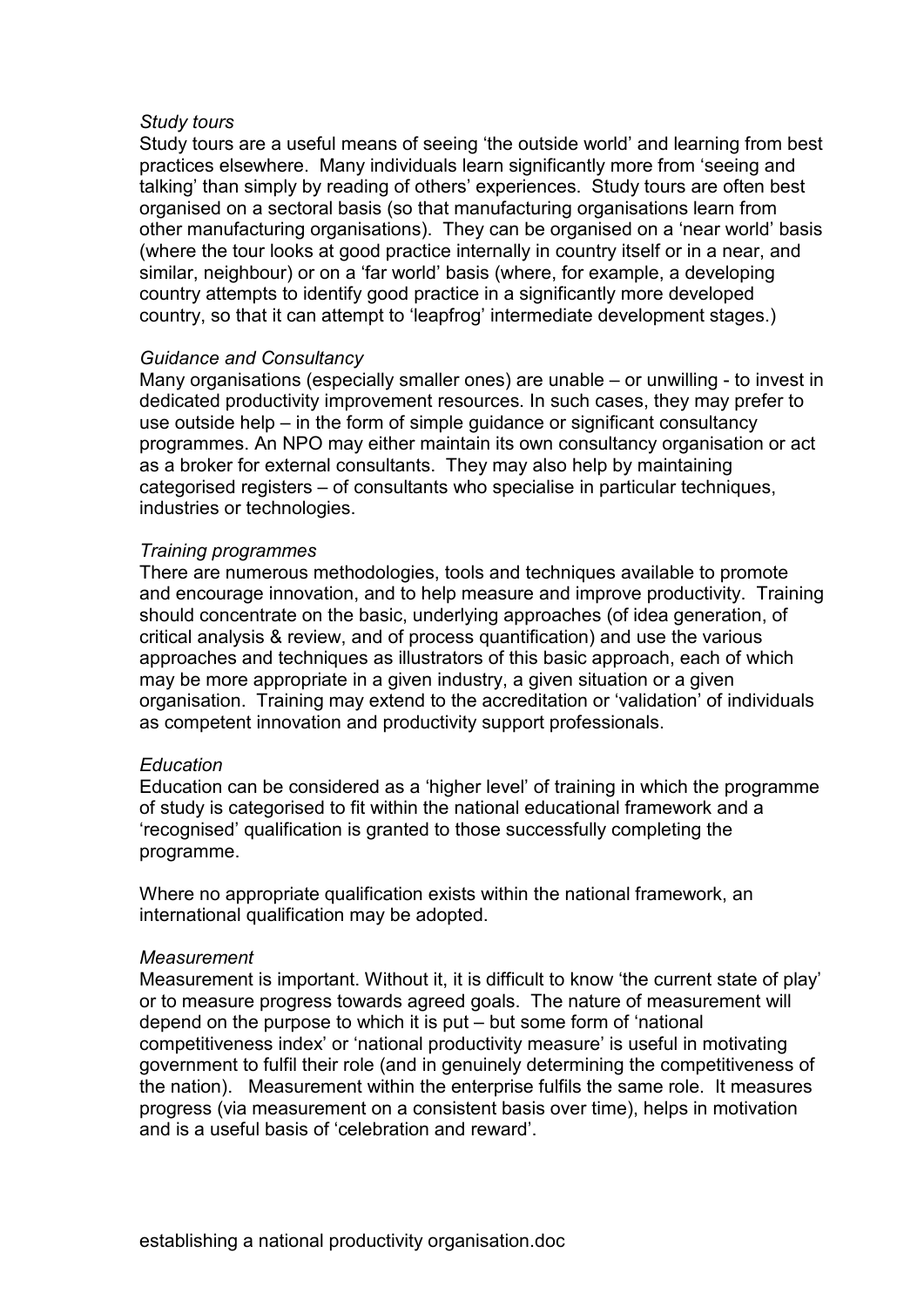*Study tours*

Study tours are a useful means of seeing 'the outside world' and learning from best practices elsewhere. Many individuals learn significantly more from 'seeing and talking' than simply by reading of others' experiences. Study tours are often best organised on a sectoral basis (so that manufacturing organisations learn from other manufacturing organisations). They can be organised on a 'near world' basis (where the tour looks at good practice internally in country itself or in a near, and similar, neighbour) or on a 'far world' basis (where, for example, a developing country attempts to identify good practice in a significantly more developed country, so that it can attempt to 'leapfrog' intermediate development stages.)

*Guidance and Consultancy*

Many organisations (especially smaller ones) are unable – or unwilling - to invest in dedicated productivity improvement resources. In such cases, they may prefer to use outside help – in the form of simple guidance or significant consultancy programmes. An NPO may either maintain its own consultancy organisation or act as a broker for external consultants. They may also help by maintaining categorised registers – of consultants who specialise in particular techniques, industries or technologies.

*Training programmes*

There are numerous methodologies, tools and techniques available to promote and encourage innovation, and to help measure and improve productivity. Training should concentrate on the basic, underlying approaches (of idea generation, of critical analysis & review, and of process quantification) and use the various approaches and techniques as illustrators of this basic approach, each of which may be more appropriate in a given industry, a given situation or a given organisation. Training may extend to the accreditation or 'validation' of individuals as competent innovation and productivity support professionals.

*Education*

Education can be considered as a 'higher level' of training in which the programme of study is categorised to fit within the national educational framework and a 'recognised' qualification is granted to those successfully completing the programme.

Where no appropriate qualification exists within the national framework, an international qualification may be adopted.

*Measurement*

Measurement is important. Without it, it is difficult to know 'the current state of play' or to measure progress towards agreed goals. The nature of measurement will depend on the purpose to which it is put – but some form of 'national competitiveness index' or 'national productivity measure' is useful in motivating government to fulfil their role (and in genuinely determining the competitiveness of the nation). Measurement within the enterprise fulfils the same role. It measures progress (via measurement on a consistent basis over time), helps in motivation and is a useful basis of 'celebration and reward'.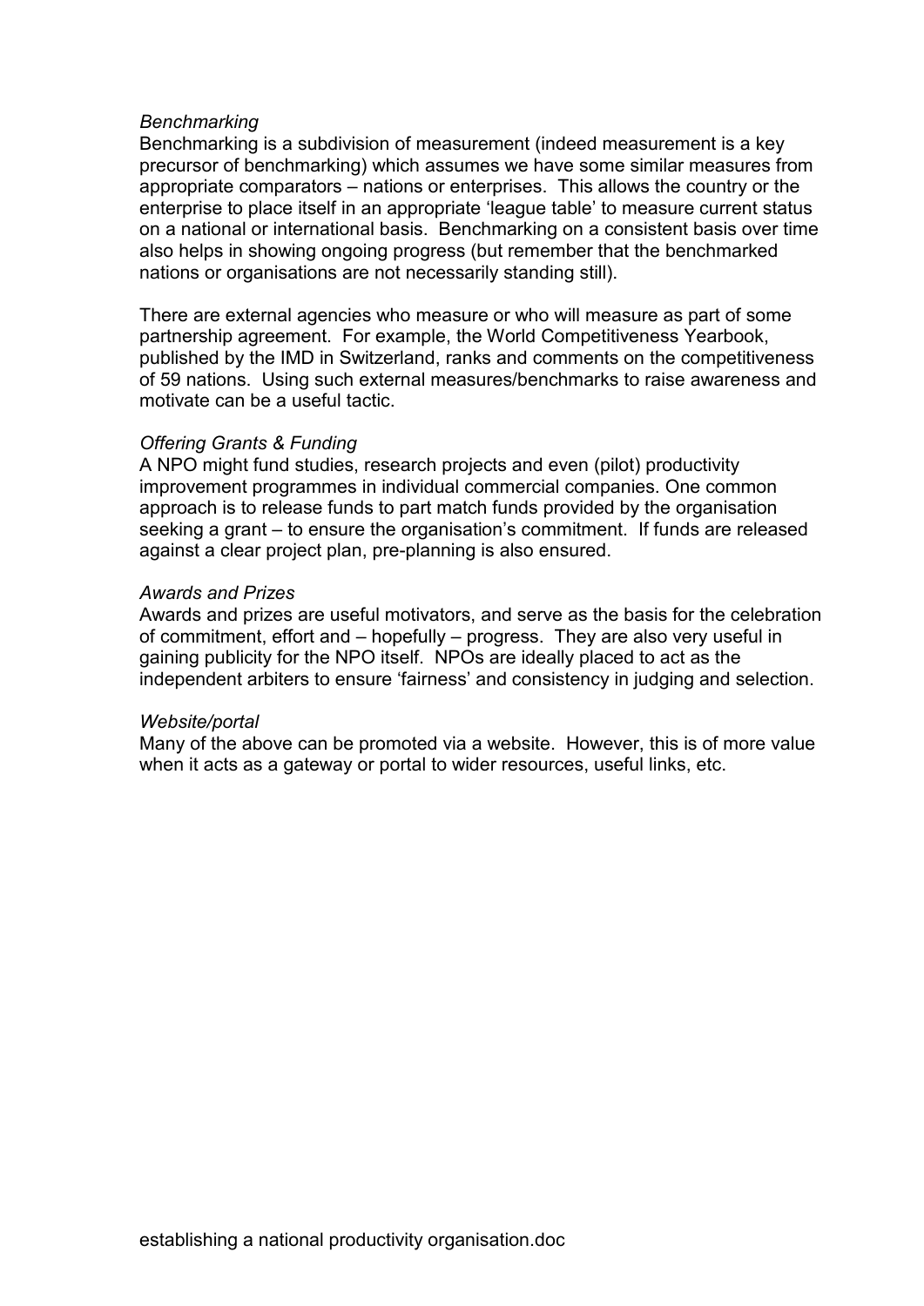*Benchmarking*

Benchmarking is a subdivision of measurement (indeed measurement is a key precursor of benchmarking) which assumes we have some similar measures from appropriate comparators – nations or enterprises. This allows the country or the enterprise to place itself in an appropriate 'league table' to measure current status on a national or international basis. Benchmarking on a consistent basis over time also helps in showing ongoing progress (but remember that the benchmarked nations or organisations are not necessarily standing still).

There are external agencies who measure or who will measure as part of some partnership agreement. For example, the World Competitiveness Yearbook, published by the IMD in Switzerland, ranks and comments on the competitiveness of 59 nations. Using such external measures/benchmarks to raise awareness and motivate can be a useful tactic.

*Offering Grants & Funding*

A NPO might fund studies, research projects and even (pilot) productivity improvement programmes in individual commercial companies. One common approach is to release funds to part match funds provided by the organisation seeking a grant – to ensure the organisation's commitment. If funds are released against a clear project plan, pre-planning is also ensured.

*Awards and Prizes*

Awards and prizes are useful motivators, and serve as the basis for the celebration of commitment, effort and – hopefully – progress. They are also very useful in gaining publicity for the NPO itself. NPOs are ideally placed to act as the independent arbiters to ensure 'fairness' and consistency in judging and selection.

*Website/portal*

Many of the above can be promoted via a website. However, this is of more value when it acts as a gateway or portal to wider resources, useful links, etc.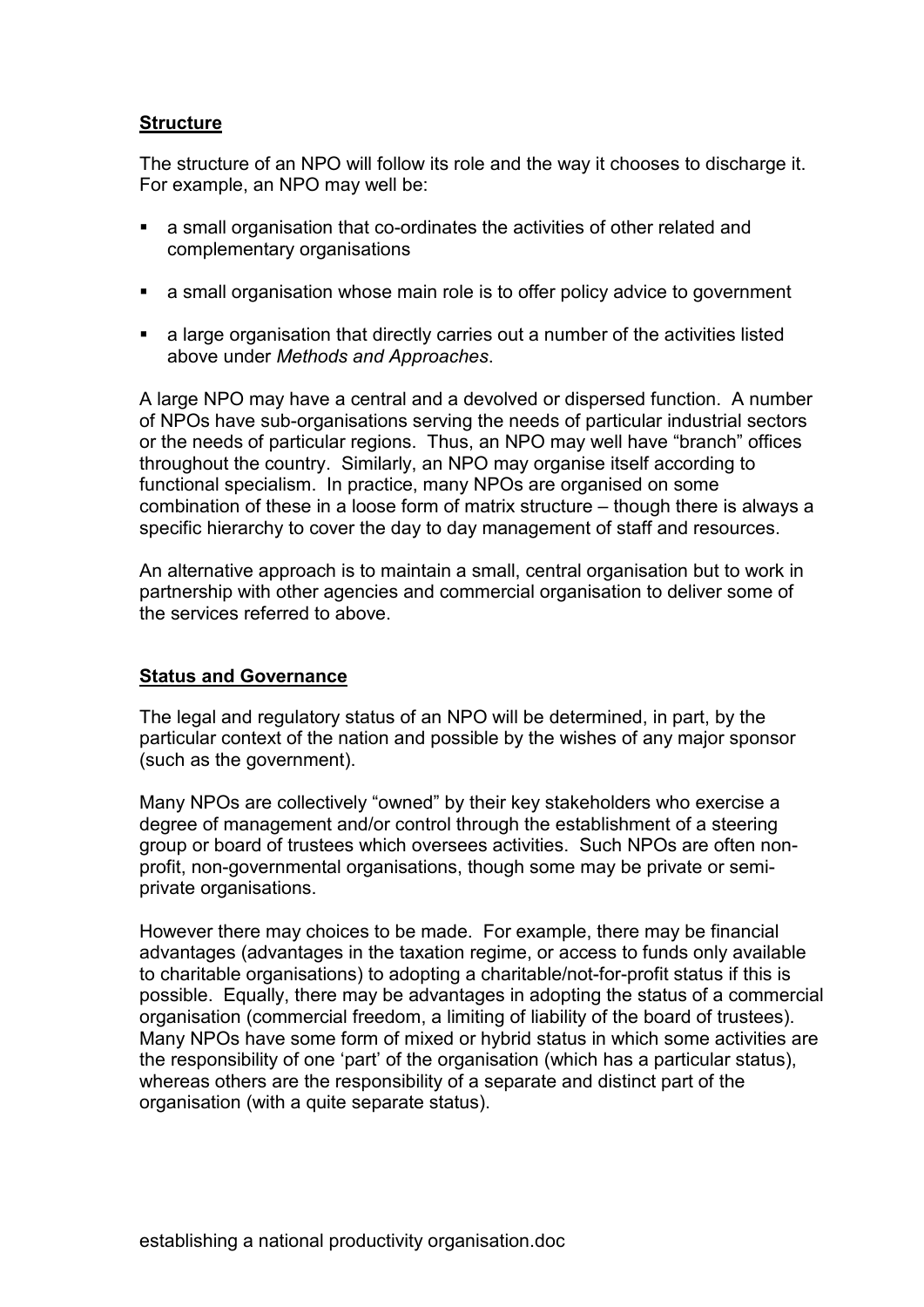**Structure**

The structure of an NPO will follow its role and the way it chooses to discharge it. For example, an NPO may well be:

- a small organisation that co-ordinates the activities of other related and complementary organisations
- a small organisation whose main role is to offer policy advice to government
- a large organisation that directly carries out a number of the activities listed above under *Methods and Approaches*.

A large NPO may have a central and a devolved or dispersed function. A number of NPOs have sub-organisations serving the needs of particular industrial sectors or the needs of particular regions. Thus, an NPO may well have "branch" offices throughout the country. Similarly, an NPO may organise itself according to functional specialism. In practice, many NPOs are organised on some combination of these in a loose form of matrix structure – though there is always a specific hierarchy to cover the day to day management of staff and resources.

An alternative approach is to maintain a small, central organisation but to work in partnership with other agencies and commercial organisation to deliver some of the services referred to above.

**Status and Governance**

The legal and regulatory status of an NPO will be determined, in part, by the particular context of the nation and possible by the wishes of any major sponsor (such as the government).

Many NPOs are collectively "owned" by their key stakeholders who exercise a degree of management and/or control through the establishment of a steering group or board of trustees which oversees activities. Such NPOs are often non-profit, non-governmental organisations, though some may be private or semi-private organisations.

However there may choices to be made. For example, there may be financial advantages (advantages in the taxation regime, or access to funds only available to charitable organisations) to adopting a charitable/not-for-profit status if this is possible. Equally, there may be advantages in adopting the status of a commercial organisation (commercial freedom, a limiting of liability of the board of trustees). Many NPOs have some form of mixed or hybrid status in which some activities are the responsibility of one 'part' of the organisation (which has a particular status), whereas others are the responsibility of a separate and distinct part of the organisation (with a quite separate status).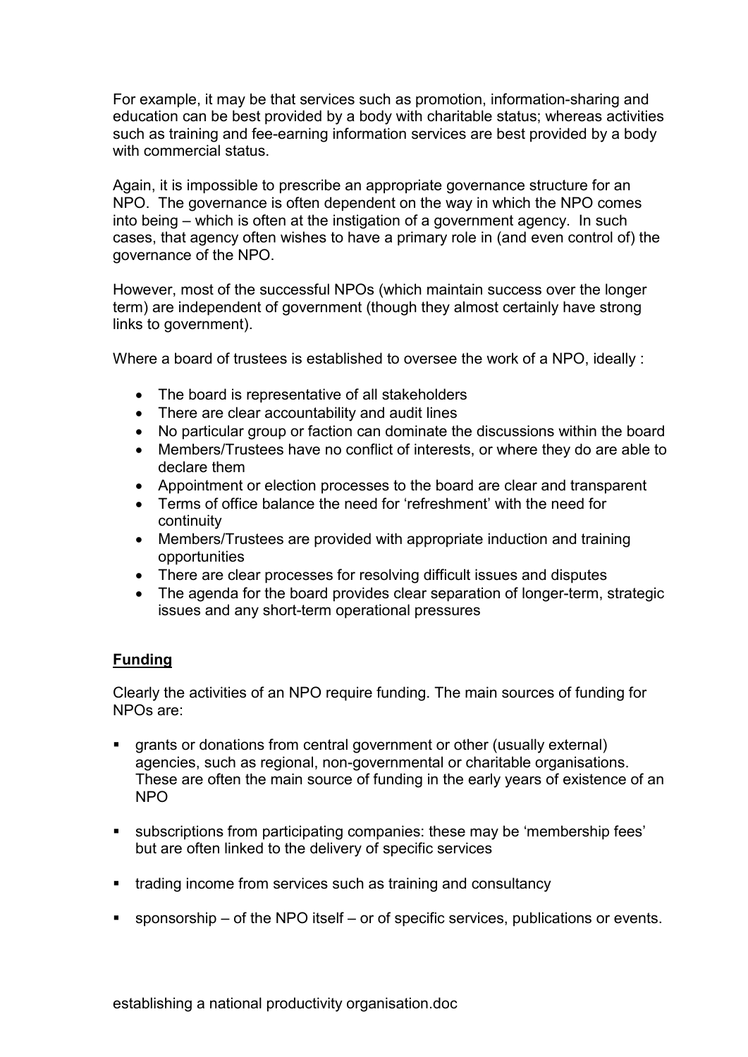For example, it may be that services such as promotion, information-sharing and education can be best provided by a body with charitable status; whereas activities such as training and fee-earning information services are best provided by a body with commercial status.

Again, it is impossible to prescribe an appropriate governance structure for an NPO. The governance is often dependent on the way in which the NPO comes into being – which is often at the instigation of a government agency. In such cases, that agency often wishes to have a primary role in (and even control of) the governance of the NPO.

However, most of the successful NPOs (which maintain success over the longer term) are independent of government (though they almost certainly have strong links to government).

Where a board of trustees is established to oversee the work of a NPO, ideally :

- The board is representative of all stakeholders
- There are clear accountability and audit lines
- No particular group or faction can dominate the discussions within the board
- Members/Trustees have no conflict of interests, or where they do are able to declare them
- Appointment or election processes to the board are clear and transparent
- Terms of office balance the need for 'refreshment' with the need for continuity
- Members/Trustees are provided with appropriate induction and training opportunities
- There are clear processes for resolving difficult issues and disputes
- The agenda for the board provides clear separation of longer-term, strategic issues and any short-term operational pressures

## Funding

Clearly the activities of an NPO require funding. The main sources of funding for NPOs are:

- grants or donations from central government or other (usually external) agencies, such as regional, non-governmental or charitable organisations. These are often the main source of funding in the early years of existence of an NPO
- subscriptions from participating companies: these may be 'membership fees' but are often linked to the delivery of specific services
- trading income from services such as training and consultancy
- sponsorship – of the NPO itself – or of specific services, publications or events.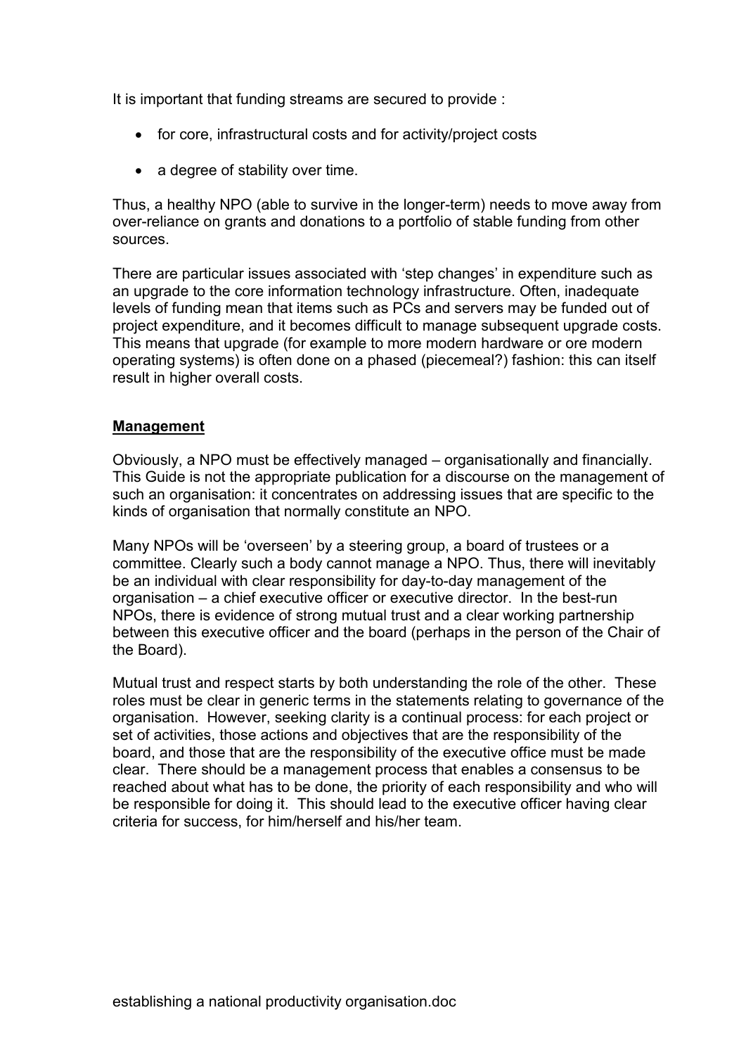It is important that funding streams are secured to provide :

- for core, infrastructural costs and for activity/project costs
- a degree of stability over time.

Thus, a healthy NPO (able to survive in the longer-term) needs to move away from over-reliance on grants and donations to a portfolio of stable funding from other sources.

There are particular issues associated with 'step changes' in expenditure such as an upgrade to the core information technology infrastructure. Often, inadequate levels of funding mean that items such as PCs and servers may be funded out of project expenditure, and it becomes difficult to manage subsequent upgrade costs. This means that upgrade (for example to more modern hardware or ore modern operating systems) is often done on a phased (piecemeal?) fashion: this can itself result in higher overall costs.

## Management

Obviously, a NPO must be effectively managed – organisationally and financially. This Guide is not the appropriate publication for a discourse on the management of such an organisation: it concentrates on addressing issues that are specific to the kinds of organisation that normally constitute an NPO.

Many NPOs will be 'overseen' by a steering group, a board of trustees or a committee. Clearly such a body cannot manage a NPO. Thus, there will inevitably be an individual with clear responsibility for day-to-day management of the organisation – a chief executive officer or executive director. In the best-run NPOs, there is evidence of strong mutual trust and a clear working partnership between this executive officer and the board (perhaps in the person of the Chair of the Board).

Mutual trust and respect starts by both understanding the role of the other. These roles must be clear in generic terms in the statements relating to governance of the organisation. However, seeking clarity is a continual process: for each project or set of activities, those actions and objectives that are the responsibility of the board, and those that are the responsibility of the executive office must be made clear. There should be a management process that enables a consensus to be reached about what has to be done, the priority of each responsibility and who will be responsible for doing it. This should lead to the executive officer having clear criteria for success, for him/herself and his/her team.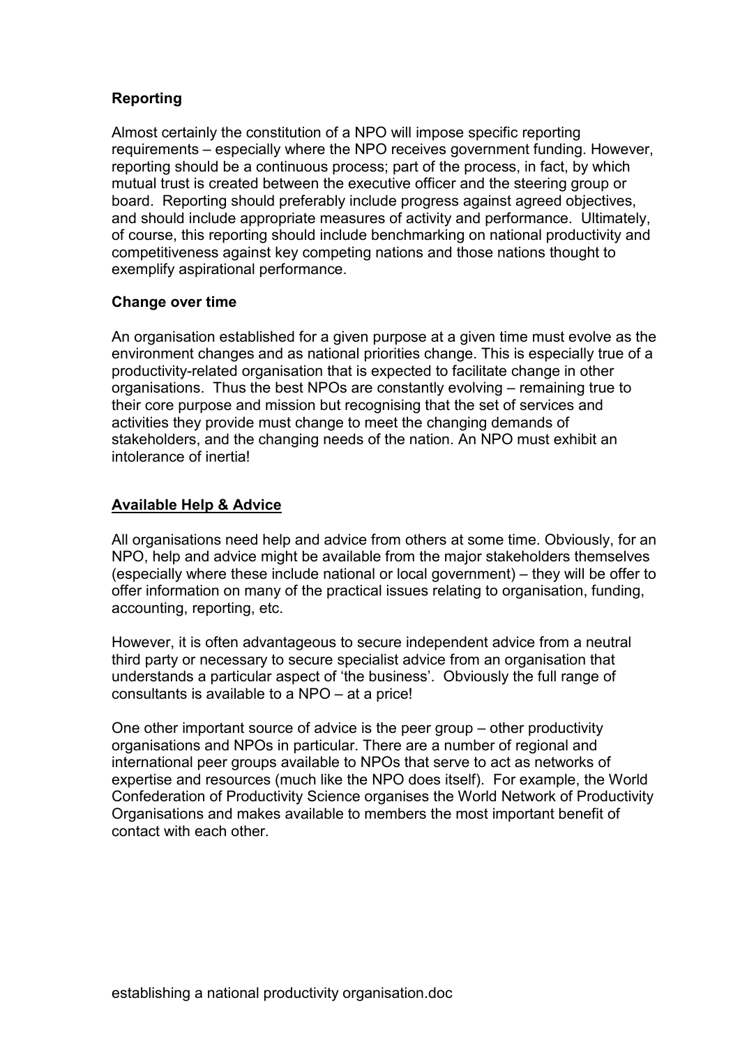**Reporting**

Almost certainly the constitution of a NPO will impose specific reporting requirements – especially where the NPO receives government funding. However, reporting should be a continuous process; part of the process, in fact, by which mutual trust is created between the executive officer and the steering group or board. Reporting should preferably include progress against agreed objectives, and should include appropriate measures of activity and performance. Ultimately, of course, this reporting should include benchmarking on national productivity and competitiveness against key competing nations and those nations thought to exemplify aspirational performance.

**Change over time**

An organisation established for a given purpose at a given time must evolve as the environment changes and as national priorities change. This is especially true of a productivity-related organisation that is expected to facilitate change in other organisations. Thus the best NPOs are constantly evolving – remaining true to their core purpose and mission but recognising that the set of services and activities they provide must change to meet the changing demands of stakeholders, and the changing needs of the nation. An NPO must exhibit an intolerance of inertia!

## Available Help & Advice

All organisations need help and advice from others at some time. Obviously, for an NPO, help and advice might be available from the major stakeholders themselves (especially where these include national or local government) – they will be offer to offer information on many of the practical issues relating to organisation, funding, accounting, reporting, etc.

However, it is often advantageous to secure independent advice from a neutral third party or necessary to secure specialist advice from an organisation that understands a particular aspect of 'the business'. Obviously the full range of consultants is available to a NPO – at a price!

One other important source of advice is the peer group – other productivity organisations and NPOs in particular. There are a number of regional and international peer groups available to NPOs that serve to act as networks of expertise and resources (much like the NPO does itself). For example, the World Confederation of Productivity Science organises the World Network of Productivity Organisations and makes available to members the most important benefit of contact with each other.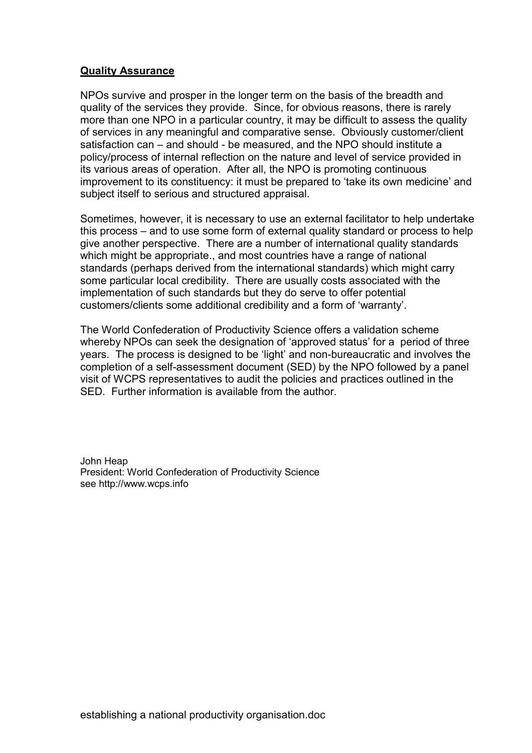## **Quality Assurance**

NPOs survive and prosper in the longer term on the basis of the breadth and quality of the services they provide. Since, for obvious reasons, there is rarely more than one NPO in a particular country, it may be difficult to assess the quality of services in any meaningful and comparative sense. Obviously customer/client satisfaction can – and should - be measured, and the NPO should institute a policy/process of internal reflection on the nature and level of service provided in its various areas of operation. After all, the NPO is promoting continuous improvement to its constituency: it must be prepared to 'take its own medicine' and subject itself to serious and structured appraisal.

Sometimes, however, it is necessary to use an external facilitator to help undertake this process – and to use some form of external quality standard or process to help give another perspective. There are a number of international quality standards which might be appropriate., and most countries have a range of national standards (perhaps derived from the international standards) which might carry some particular local credibility. There are usually costs associated with the implementation of such standards but they do serve to offer potential customers/clients some additional credibility and a form of 'warranty'.

The World Confederation of Productivity Science offers a validation scheme whereby NPOs can seek the designation of 'approved status' for a period of three years. The process is designed to be 'light' and non-bureaucratic and involves the completion of a self-assessment document (SED) by the NPO followed by a panel visit of WCPS representatives to audit the policies and practices outlined in the SED. Further information is available from the author.

John Heap
President: World Confederation of Productivity Science
see http://www.wcps.info